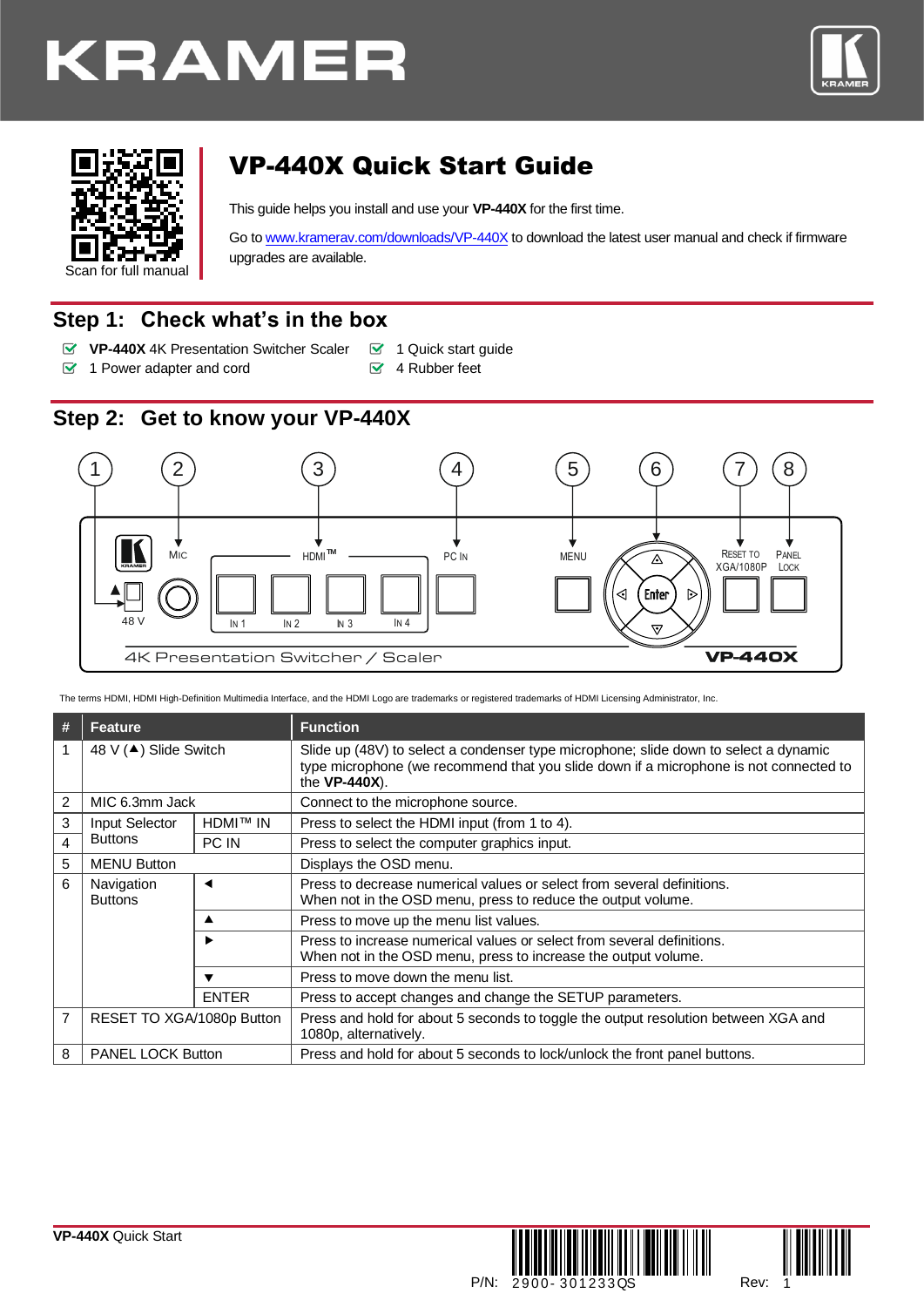KRAMER

Scan for full manual

# VP-440X Quick Start Guide

This guide helps you install and use your **VP-440X** for the first time.

Go to www.kramerav.com/downloads/VP-440X to download the latest user manual and check if firmware upgrades are available.

## Step 1: Check what's in the box

- **VP-440X** 4K Presentation Switcher Scaler
- 1 Power adapter and cord
- 1 Quick start guide
- 4 Rubber feet

## Step 2: Get to know your VP-440X

The terms HDMI, HDMI High-Definition Multimedia Interface, and the HDMI Logo are trademarks or registered trademarks of HDMI Licensing Administrator, Inc.

| # | Feature | | Function |
|---|---|---|---|
| 1 | 48 V (▲) Slide Switch | | Slide up (48V) to select a condenser type microphone; slide down to select a dynamic type microphone (we recommend that you slide down if a microphone is not connected to the **VP-440X**). |
| 2 | MIC 6.3mm Jack | | Connect to the microphone source. |
| 3 | Input Selector Buttons | HDMI™ IN | Press to select the HDMI input (from 1 to 4). |
| 4 | | PC IN | Press to select the computer graphics input. |
| 5 | MENU Button | | Displays the OSD menu. |
| 6 | Navigation Buttons | ◄ | Press to decrease numerical values or select from several definitions. When not in the OSD menu, press to reduce the output volume. |
| | | ▲ | Press to move up the menu list values. |
| | | ► | Press to increase numerical values or select from several definitions. When not in the OSD menu, press to increase the output volume. |
| | | ▼ | Press to move down the menu list. |
| | | ENTER | Press to accept changes and change the SETUP parameters. |
| 7 | RESET TO XGA/1080p Button | | Press and hold for about 5 seconds to toggle the output resolution between XGA and 1080p, alternatively. |
| 8 | PANEL LOCK Button | | Press and hold for about 5 seconds to lock/unlock the front panel buttons. |

**VP-440X** Quick Start

P/N: 2900-301233QS Rev: 1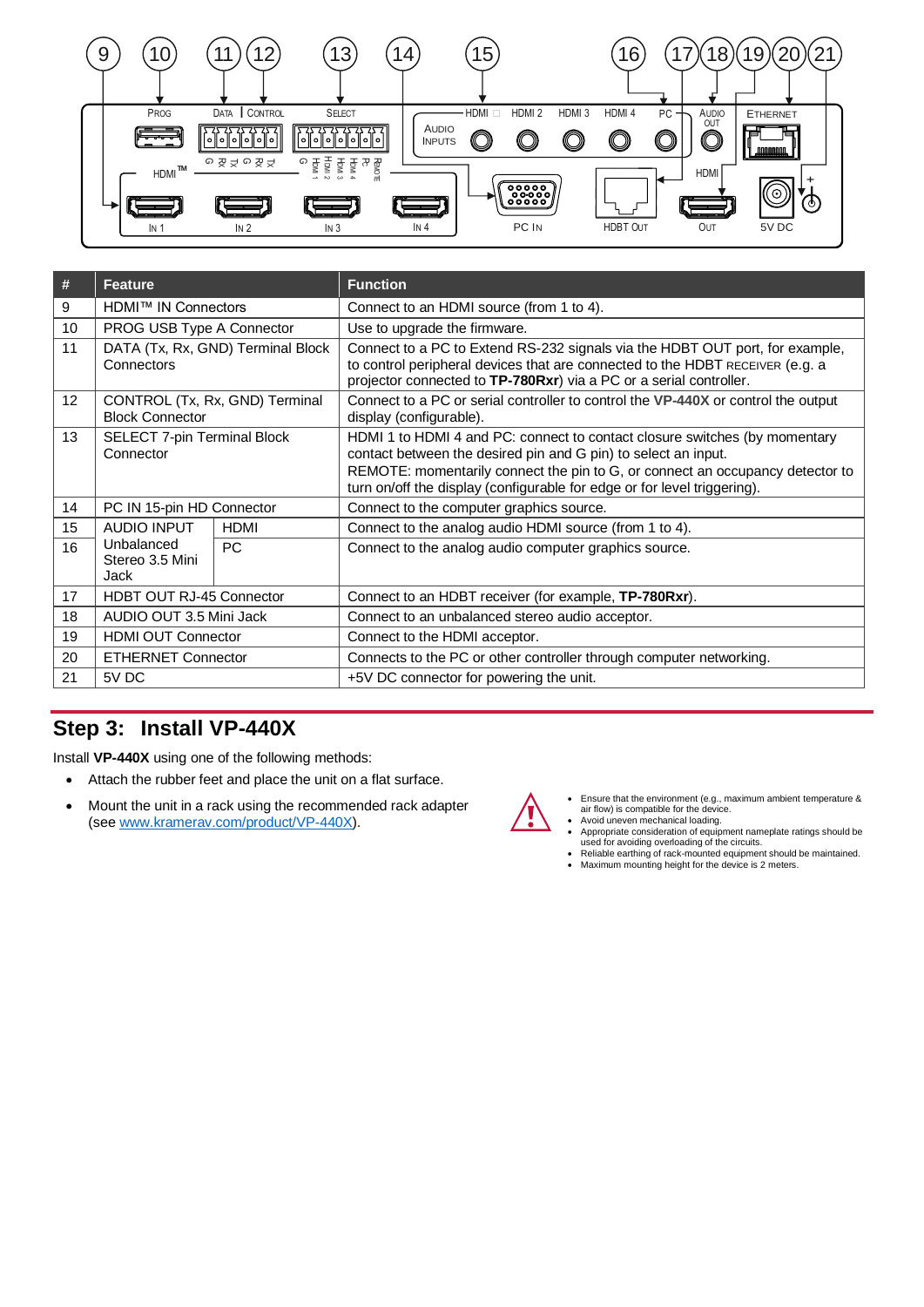| # | Feature | | Function |
|---|---|---|---|
| 9 | HDMI™ IN Connectors | | Connect to an HDMI source (from 1 to 4). |
| 10 | PROG USB Type A Connector | | Use to upgrade the firmware. |
| 11 | DATA (Tx, Rx, GND) Terminal Block Connectors | | Connect to a PC to Extend RS-232 signals via the HDBT OUT port, for example, to control peripheral devices that are connected to the HDBT RECEIVER (e.g. a projector connected to **TP-780Rxr**) via a PC or a serial controller. |
| 12 | CONTROL (Tx, Rx, GND) Terminal Block Connector | | Connect to a PC or serial controller to control the **VP-440X** or control the output display (configurable). |
| 13 | SELECT 7-pin Terminal Block Connector | | HDMI 1 to HDMI 4 and PC: connect to contact closure switches (by momentary contact between the desired pin and G pin) to select an input.<br>REMOTE: momentarily connect the pin to G, or connect an occupancy detector to turn on/off the display (configurable for edge or for level triggering). |
| 14 | PC IN 15-pin HD Connector | | Connect to the computer graphics source. |
| 15 | AUDIO INPUT Unbalanced Stereo 3.5 Mini Jack | HDMI | Connect to the analog audio HDMI source (from 1 to 4). |
| 16 | | PC | Connect to the analog audio computer graphics source. |
| 17 | HDBT OUT RJ-45 Connector | | Connect to an HDBT receiver (for example, **TP-780Rxr**). |
| 18 | AUDIO OUT 3.5 Mini Jack | | Connect to an unbalanced stereo audio acceptor. |
| 19 | HDMI OUT Connector | | Connect to the HDMI acceptor. |
| 20 | ETHERNET Connector | | Connects to the PC or other controller through computer networking. |
| 21 | 5V DC | | +5V DC connector for powering the unit. |

## Step 3: Install VP-440X

Install **VP-440X** using one of the following methods:

- Attach the rubber feet and place the unit on a flat surface.
- Mount the unit in a rack using the recommended rack adapter (see www.kramerav.com/product/VP-440X).

- Ensure that the environment (e.g., maximum ambient temperature & air flow) is compatible for the device.
- Avoid uneven mechanical loading.
- Appropriate consideration of equipment nameplate ratings should be used for avoiding overloading of the circuits.
- Reliable earthing of rack-mounted equipment should be maintained.
- Maximum mounting height for the device is 2 meters.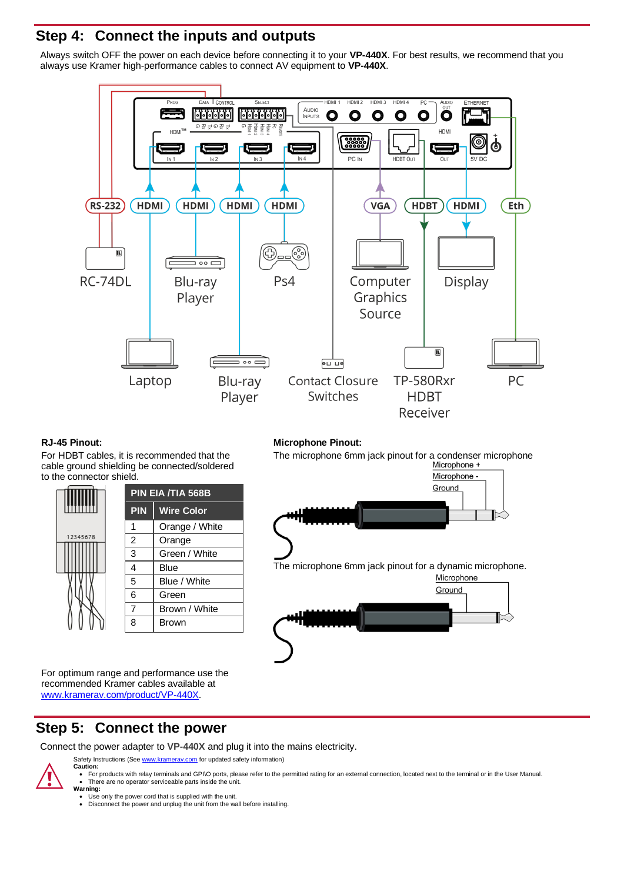## Step 4: Connect the inputs and outputs

Always switch OFF the power on each device before connecting it to your **VP-440X**. For best results, we recommend that you always use Kramer high-performance cables to connect AV equipment to **VP-440X**.

**RJ-45 Pinout:**

For HDBT cables, it is recommended that the cable ground shielding be connected/soldered to the connector shield.

| PIN EIA /TIA 568B | |
|---|---|
| **PIN** | **Wire Color** |
| 1 | Orange / White |
| 2 | Orange |
| 3 | Green / White |
| 4 | Blue |
| 5 | Blue / White |
| 6 | Green |
| 7 | Brown / White |
| 8 | Brown |

**Microphone Pinout:**

The microphone 6mm jack pinout for a condenser microphone

The microphone 6mm jack pinout for a dynamic microphone.

For optimum range and performance use the recommended Kramer cables available at www.kramerav.com/product/VP-440X.

## Step 5: Connect the power

Connect the power adapter to **VP-440X** and plug it into the mains electricity.

Safety Instructions (See www.kramerav.com for updated safety information)

**Caution:**

- For products with relay terminals and GPI\O ports, please refer to the permitted rating for an external connection, located next to the terminal or in the User Manual.
- There are no operator serviceable parts inside the unit.

**Warning:**

- Use only the power cord that is supplied with the unit.
- Disconnect the power and unplug the unit from the wall before installing.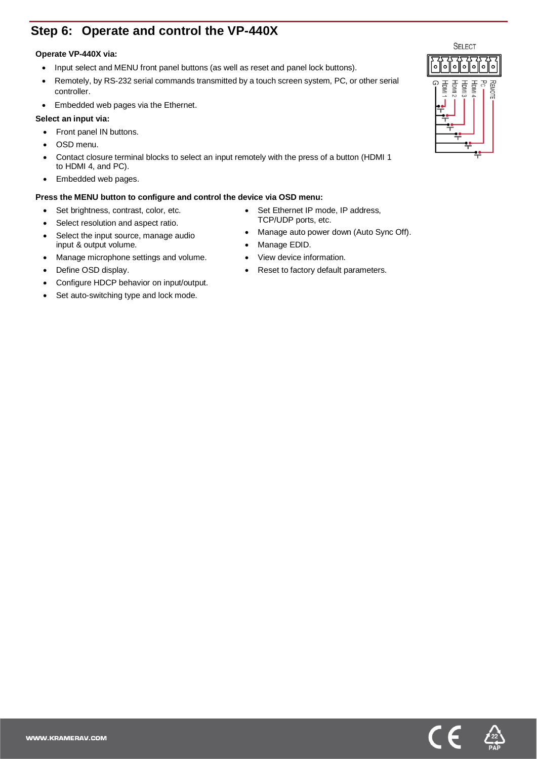## Step 6: Operate and control the VP-440X

**Operate VP-440X via:**

- Input select and MENU front panel buttons (as well as reset and panel lock buttons).
- Remotely, by RS-232 serial commands transmitted by a touch screen system, PC, or other serial controller.
- Embedded web pages via the Ethernet.

**Select an input via:**

- Front panel IN buttons.
- OSD menu.
- Contact closure terminal blocks to select an input remotely with the press of a button (HDMI 1 to HDMI 4, and PC).
- Embedded web pages.

SELECT

G HDMI 1 HDMI 2 HDMI 3 HDMI 4 PC REMOTE

**Press the MENU button to configure and control the device via OSD menu:**

- Set brightness, contrast, color, etc.
- Select resolution and aspect ratio.
- Select the input source, manage audio input & output volume.
- Manage microphone settings and volume.
- Define OSD display.
- Configure HDCP behavior on input/output.
- Set auto-switching type and lock mode.
- Set Ethernet IP mode, IP address, TCP/UDP ports, etc.
- Manage auto power down (Auto Sync Off).
- Manage EDID.
- View device information.
- Reset to factory default parameters.

WWW.KRAMERAV.COM